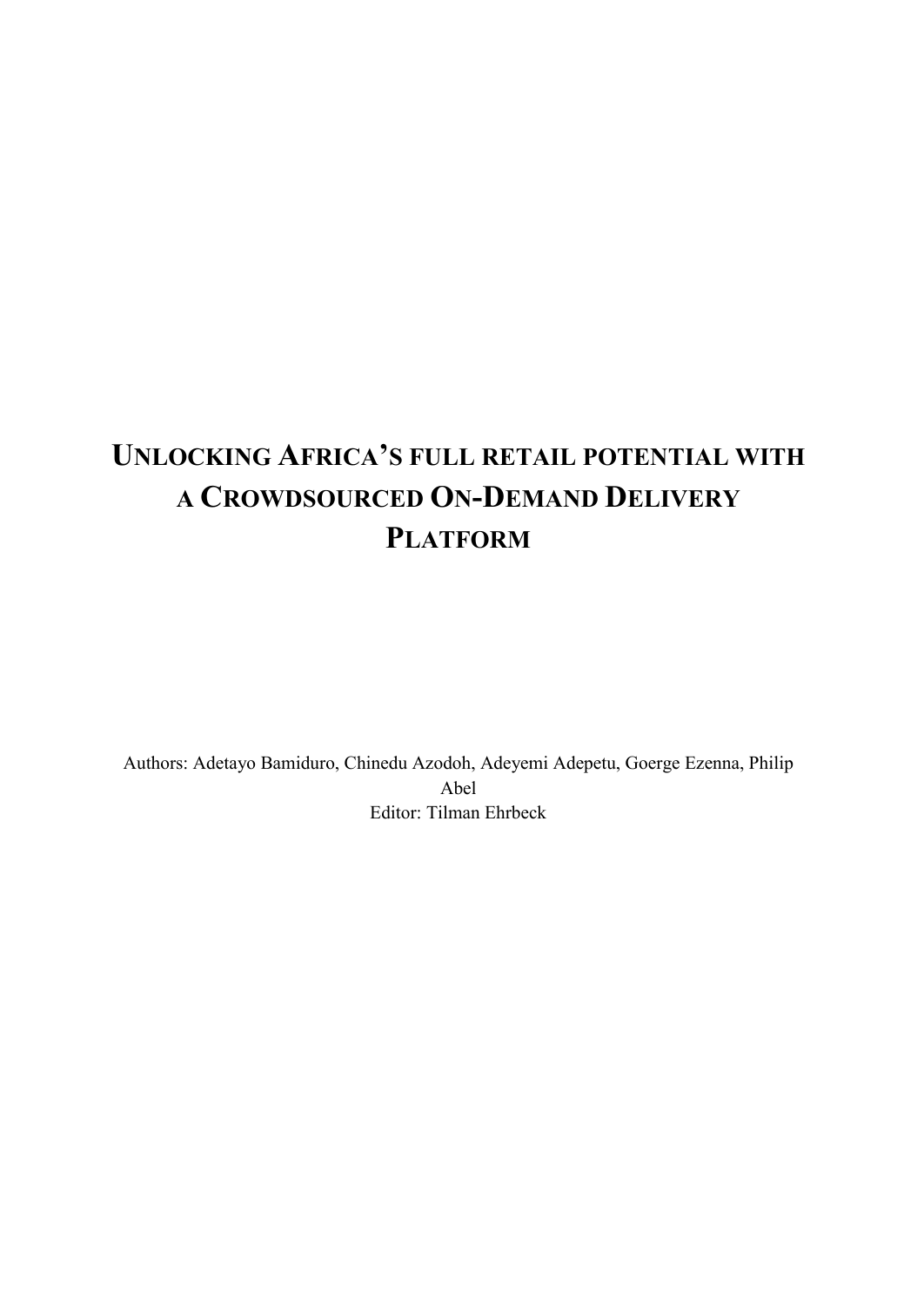# UNLOCKING AFRICA'S FULL RETAIL POTENTIAL WITH A CROWDSOURCED ON-DEMAND DELIVERY PLATFORM

Authors: Adetayo Bamiduro, Chinedu Azodoh, Adeyemi Adepetu, Goerge Ezenna, Philip Abel

Editor: Tilman Ehrbeck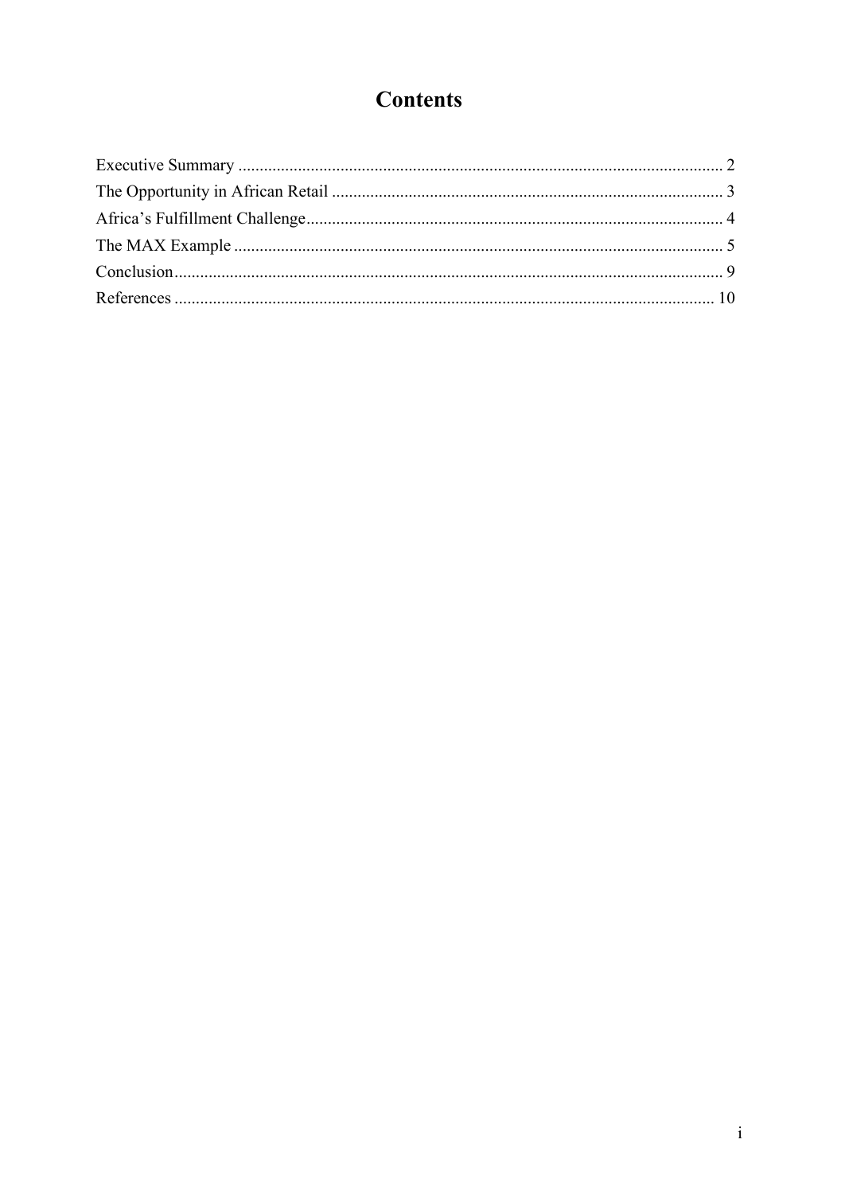# Contents

Executive Summary ........................................................................................................ 2
The Opportunity in African Retail ........................................................................................ 3
Africa's Fulfillment Challenge................................................................................................ 4
The MAX Example ........................................................................................................ 5
Conclusion........................................................................................................ 9
References ........................................................................................................ 10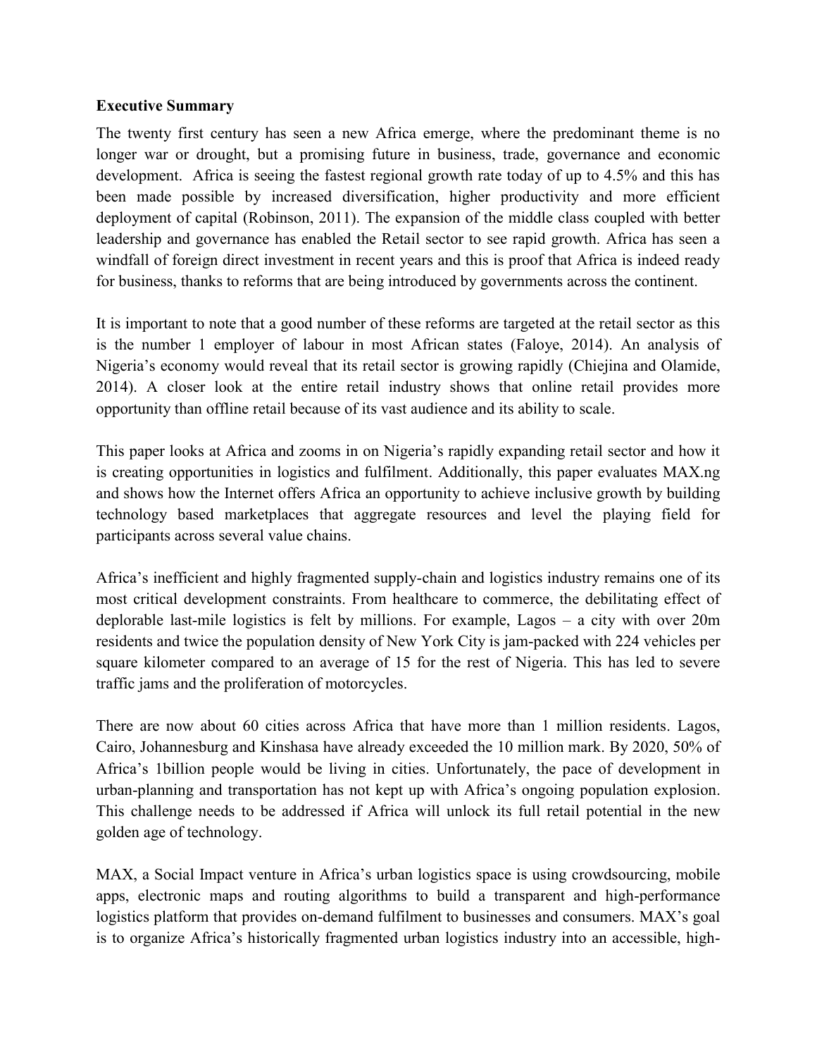**Executive Summary**

The twenty first century has seen a new Africa emerge, where the predominant theme is no longer war or drought, but a promising future in business, trade, governance and economic development. Africa is seeing the fastest regional growth rate today of up to 4.5% and this has been made possible by increased diversification, higher productivity and more efficient deployment of capital (Robinson, 2011). The expansion of the middle class coupled with better leadership and governance has enabled the Retail sector to see rapid growth. Africa has seen a windfall of foreign direct investment in recent years and this is proof that Africa is indeed ready for business, thanks to reforms that are being introduced by governments across the continent.

It is important to note that a good number of these reforms are targeted at the retail sector as this is the number 1 employer of labour in most African states (Faloye, 2014). An analysis of Nigeria's economy would reveal that its retail sector is growing rapidly (Chiejina and Olamide, 2014). A closer look at the entire retail industry shows that online retail provides more opportunity than offline retail because of its vast audience and its ability to scale.

This paper looks at Africa and zooms in on Nigeria's rapidly expanding retail sector and how it is creating opportunities in logistics and fulfilment. Additionally, this paper evaluates MAX.ng and shows how the Internet offers Africa an opportunity to achieve inclusive growth by building technology based marketplaces that aggregate resources and level the playing field for participants across several value chains.

Africa's inefficient and highly fragmented supply-chain and logistics industry remains one of its most critical development constraints. From healthcare to commerce, the debilitating effect of deplorable last-mile logistics is felt by millions. For example, Lagos – a city with over 20m residents and twice the population density of New York City is jam-packed with 224 vehicles per square kilometer compared to an average of 15 for the rest of Nigeria. This has led to severe traffic jams and the proliferation of motorcycles.

There are now about 60 cities across Africa that have more than 1 million residents. Lagos, Cairo, Johannesburg and Kinshasa have already exceeded the 10 million mark. By 2020, 50% of Africa's 1billion people would be living in cities. Unfortunately, the pace of development in urban-planning and transportation has not kept up with Africa's ongoing population explosion. This challenge needs to be addressed if Africa will unlock its full retail potential in the new golden age of technology.

MAX, a Social Impact venture in Africa's urban logistics space is using crowdsourcing, mobile apps, electronic maps and routing algorithms to build a transparent and high-performance logistics platform that provides on-demand fulfilment to businesses and consumers. MAX's goal is to organize Africa's historically fragmented urban logistics industry into an accessible, high-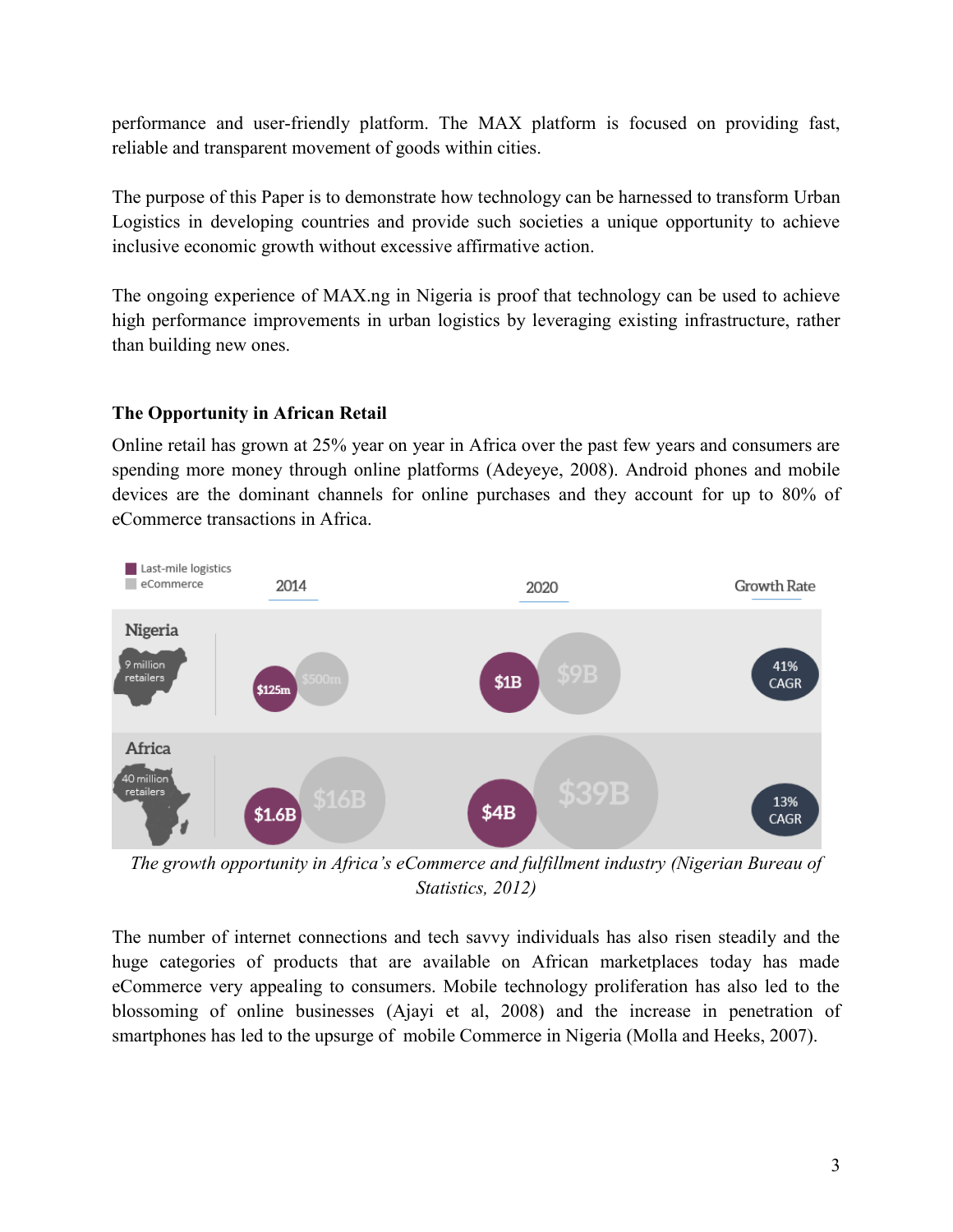performance and user-friendly platform. The MAX platform is focused on providing fast, reliable and transparent movement of goods within cities.

The purpose of this Paper is to demonstrate how technology can be harnessed to transform Urban Logistics in developing countries and provide such societies a unique opportunity to achieve inclusive economic growth without excessive affirmative action.

The ongoing experience of MAX.ng in Nigeria is proof that technology can be used to achieve high performance improvements in urban logistics by leveraging existing infrastructure, rather than building new ones.

### The Opportunity in African Retail

Online retail has grown at 25% year on year in Africa over the past few years and consumers are spending more money through online platforms (Adeyeye, 2008). Android phones and mobile devices are the dominant channels for online purchases and they account for up to 80% of eCommerce transactions in Africa.

| | 2014 Last-mile logistics | 2014 eCommerce | 2020 Last-mile logistics | 2020 eCommerce | Growth Rate |
|---|---|---|---|---|---|
| Nigeria (9 million retailers) | $125m | $500m | $1B | $9B | 41% CAGR |
| Africa (40 million retailers) | $1.6B | $16B | $4B | $39B | 13% CAGR |

*The growth opportunity in Africa's eCommerce and fulfillment industry (Nigerian Bureau of Statistics, 2012)*

The number of internet connections and tech savvy individuals has also risen steadily and the huge categories of products that are available on African marketplaces today has made eCommerce very appealing to consumers. Mobile technology proliferation has also led to the blossoming of online businesses (Ajayi et al, 2008) and the increase in penetration of smartphones has led to the upsurge of mobile Commerce in Nigeria (Molla and Heeks, 2007).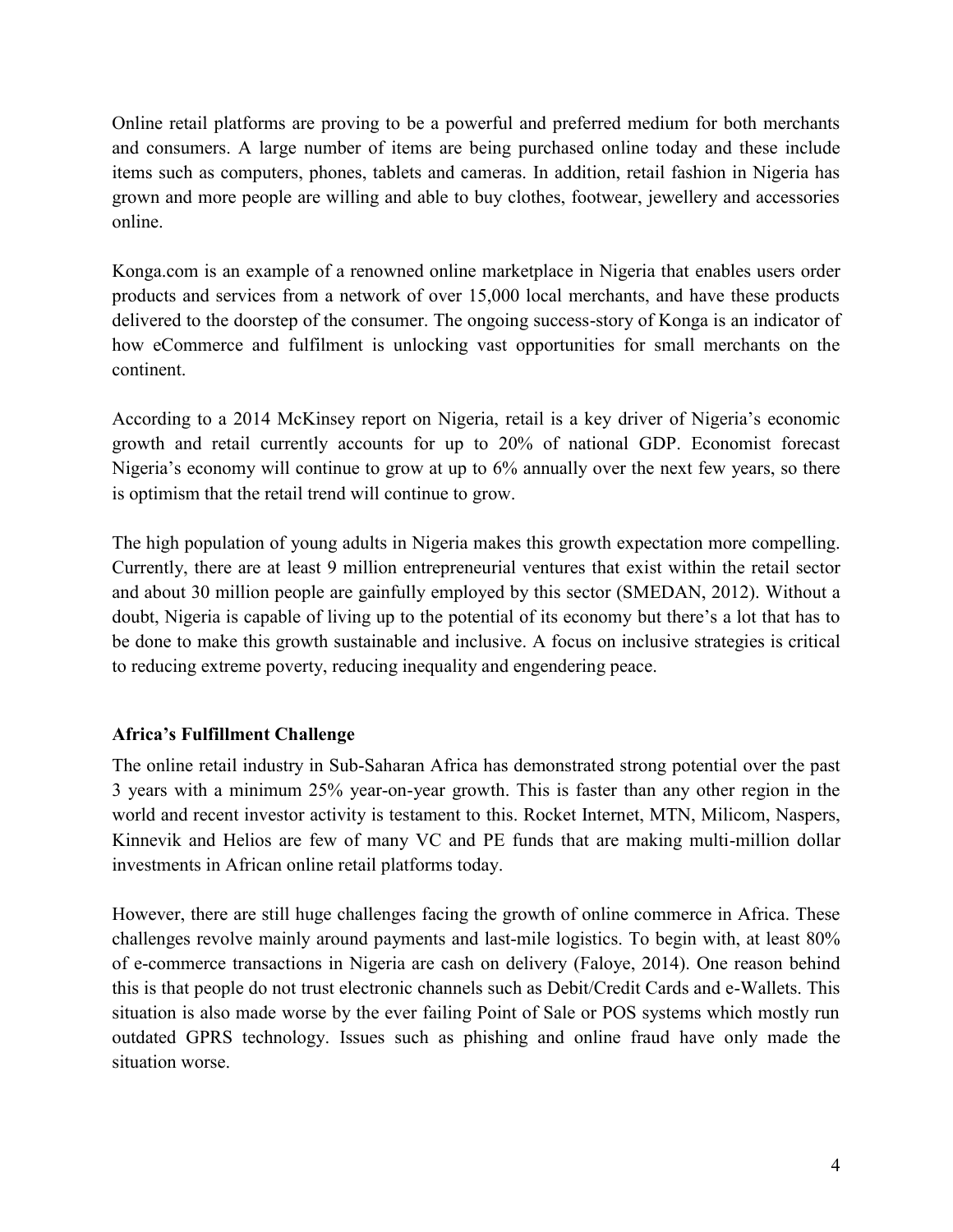Online retail platforms are proving to be a powerful and preferred medium for both merchants and consumers. A large number of items are being purchased online today and these include items such as computers, phones, tablets and cameras. In addition, retail fashion in Nigeria has grown and more people are willing and able to buy clothes, footwear, jewellery and accessories online.

Konga.com is an example of a renowned online marketplace in Nigeria that enables users order products and services from a network of over 15,000 local merchants, and have these products delivered to the doorstep of the consumer. The ongoing success-story of Konga is an indicator of how eCommerce and fulfilment is unlocking vast opportunities for small merchants on the continent.

According to a 2014 McKinsey report on Nigeria, retail is a key driver of Nigeria's economic growth and retail currently accounts for up to 20% of national GDP. Economist forecast Nigeria's economy will continue to grow at up to 6% annually over the next few years, so there is optimism that the retail trend will continue to grow.

The high population of young adults in Nigeria makes this growth expectation more compelling. Currently, there are at least 9 million entrepreneurial ventures that exist within the retail sector and about 30 million people are gainfully employed by this sector (SMEDAN, 2012). Without a doubt, Nigeria is capable of living up to the potential of its economy but there's a lot that has to be done to make this growth sustainable and inclusive. A focus on inclusive strategies is critical to reducing extreme poverty, reducing inequality and engendering peace.

**Africa's Fulfillment Challenge**

The online retail industry in Sub-Saharan Africa has demonstrated strong potential over the past 3 years with a minimum 25% year-on-year growth. This is faster than any other region in the world and recent investor activity is testament to this. Rocket Internet, MTN, Milicom, Naspers, Kinnevik and Helios are few of many VC and PE funds that are making multi-million dollar investments in African online retail platforms today.

However, there are still huge challenges facing the growth of online commerce in Africa. These challenges revolve mainly around payments and last-mile logistics. To begin with, at least 80% of e-commerce transactions in Nigeria are cash on delivery (Faloye, 2014). One reason behind this is that people do not trust electronic channels such as Debit/Credit Cards and e-Wallets. This situation is also made worse by the ever failing Point of Sale or POS systems which mostly run outdated GPRS technology. Issues such as phishing and online fraud have only made the situation worse.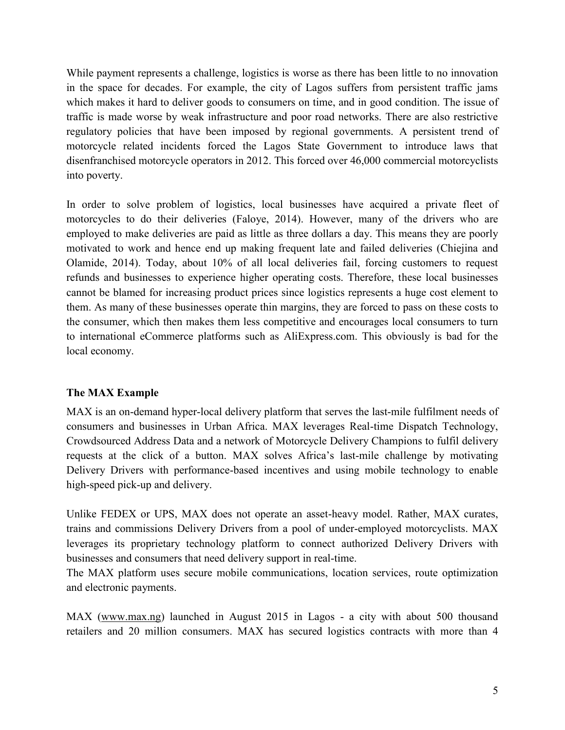While payment represents a challenge, logistics is worse as there has been little to no innovation in the space for decades. For example, the city of Lagos suffers from persistent traffic jams which makes it hard to deliver goods to consumers on time, and in good condition. The issue of traffic is made worse by weak infrastructure and poor road networks. There are also restrictive regulatory policies that have been imposed by regional governments. A persistent trend of motorcycle related incidents forced the Lagos State Government to introduce laws that disenfranchised motorcycle operators in 2012. This forced over 46,000 commercial motorcyclists into poverty.

In order to solve problem of logistics, local businesses have acquired a private fleet of motorcycles to do their deliveries (Faloye, 2014). However, many of the drivers who are employed to make deliveries are paid as little as three dollars a day. This means they are poorly motivated to work and hence end up making frequent late and failed deliveries (Chiejina and Olamide, 2014). Today, about 10% of all local deliveries fail, forcing customers to request refunds and businesses to experience higher operating costs. Therefore, these local businesses cannot be blamed for increasing product prices since logistics represents a huge cost element to them. As many of these businesses operate thin margins, they are forced to pass on these costs to the consumer, which then makes them less competitive and encourages local consumers to turn to international eCommerce platforms such as AliExpress.com. This obviously is bad for the local economy.

**The MAX Example**

MAX is an on-demand hyper-local delivery platform that serves the last-mile fulfilment needs of consumers and businesses in Urban Africa. MAX leverages Real-time Dispatch Technology, Crowdsourced Address Data and a network of Motorcycle Delivery Champions to fulfil delivery requests at the click of a button. MAX solves Africa's last-mile challenge by motivating Delivery Drivers with performance-based incentives and using mobile technology to enable high-speed pick-up and delivery.

Unlike FEDEX or UPS, MAX does not operate an asset-heavy model. Rather, MAX curates, trains and commissions Delivery Drivers from a pool of under-employed motorcyclists. MAX leverages its proprietary technology platform to connect authorized Delivery Drivers with businesses and consumers that need delivery support in real-time.
The MAX platform uses secure mobile communications, location services, route optimization and electronic payments.

MAX (www.max.ng) launched in August 2015 in Lagos - a city with about 500 thousand retailers and 20 million consumers. MAX has secured logistics contracts with more than 4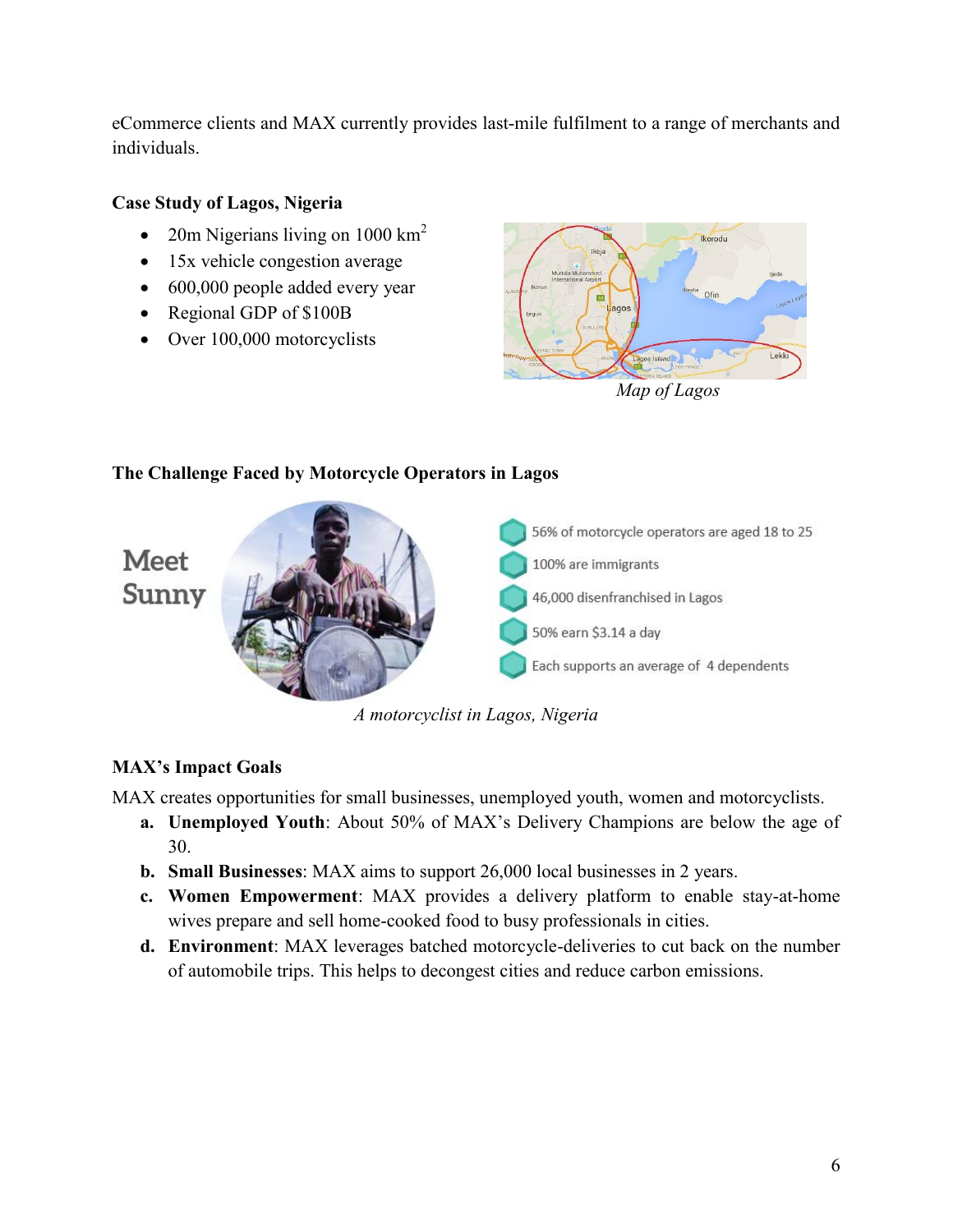eCommerce clients and MAX currently provides last-mile fulfilment to a range of merchants and individuals.

**Case Study of Lagos, Nigeria**

- 20m Nigerians living on 1000 km$^2$
- 15x vehicle congestion average
- 600,000 people added every year
- Regional GDP of $100B
- Over 100,000 motorcyclists

*Map of Lagos*

**The Challenge Faced by Motorcycle Operators in Lagos**

Meet Sunny

- 56% of motorcycle operators are aged 18 to 25
- 100% are immigrants
- 46,000 disenfranchised in Lagos
- 50% earn $3.14 a day
- Each supports an average of 4 dependents

*A motorcyclist in Lagos, Nigeria*

**MAX's Impact Goals**

MAX creates opportunities for small businesses, unemployed youth, women and motorcyclists.

a. **Unemployed Youth**: About 50% of MAX's Delivery Champions are below the age of 30.
b. **Small Businesses**: MAX aims to support 26,000 local businesses in 2 years.
c. **Women Empowerment**: MAX provides a delivery platform to enable stay-at-home wives prepare and sell home-cooked food to busy professionals in cities.
d. **Environment**: MAX leverages batched motorcycle-deliveries to cut back on the number of automobile trips. This helps to decongest cities and reduce carbon emissions.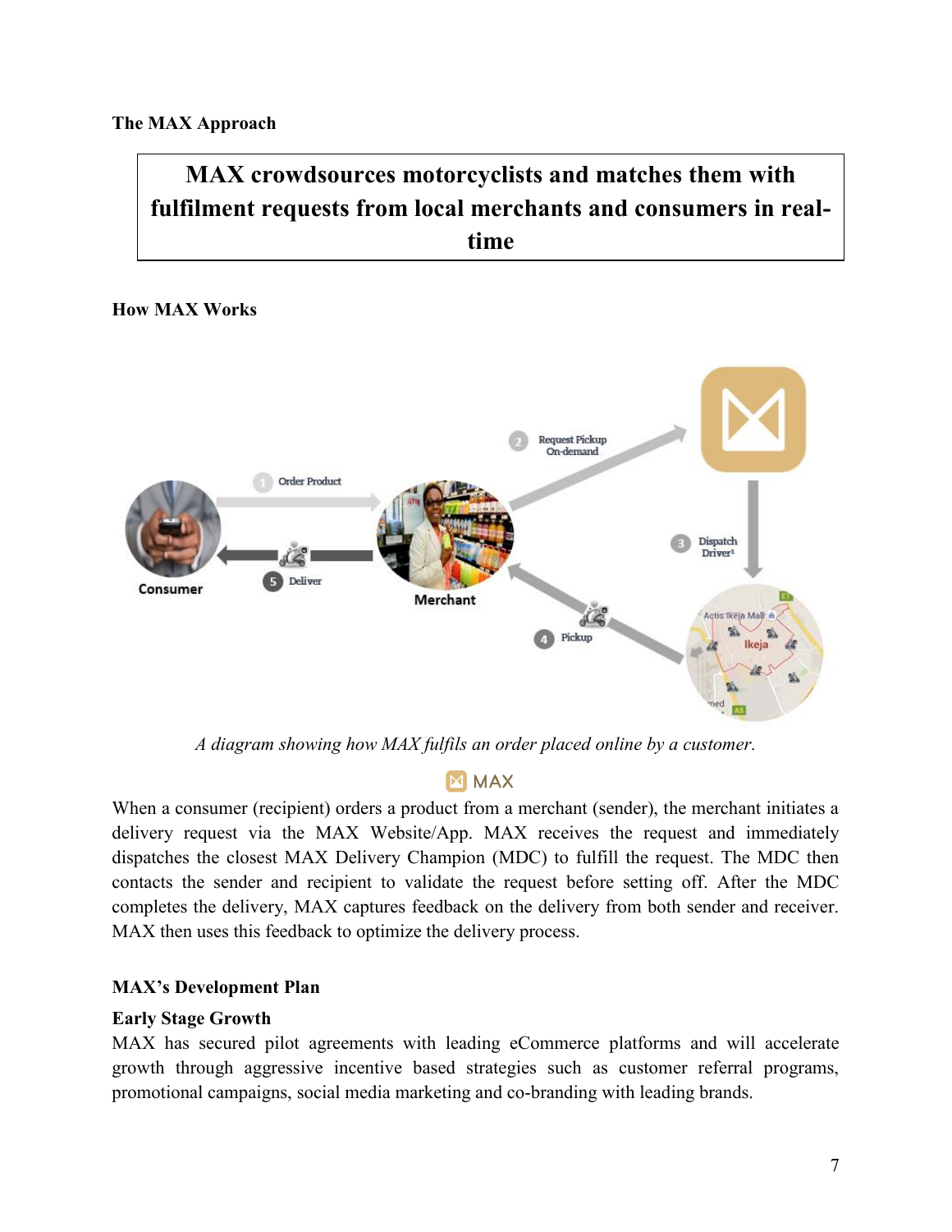**The MAX Approach**

**MAX crowdsources motorcyclists and matches them with fulfilment requests from local merchants and consumers in real-time**

**How MAX Works**

*A diagram showing how MAX fulfils an order placed online by a customer.*

When a consumer (recipient) orders a product from a merchant (sender), the merchant initiates a delivery request via the MAX Website/App. MAX receives the request and immediately dispatches the closest MAX Delivery Champion (MDC) to fulfill the request. The MDC then contacts the sender and recipient to validate the request before setting off. After the MDC completes the delivery, MAX captures feedback on the delivery from both sender and receiver. MAX then uses this feedback to optimize the delivery process.

**MAX's Development Plan**

**Early Stage Growth**

MAX has secured pilot agreements with leading eCommerce platforms and will accelerate growth through aggressive incentive based strategies such as customer referral programs, promotional campaigns, social media marketing and co-branding with leading brands.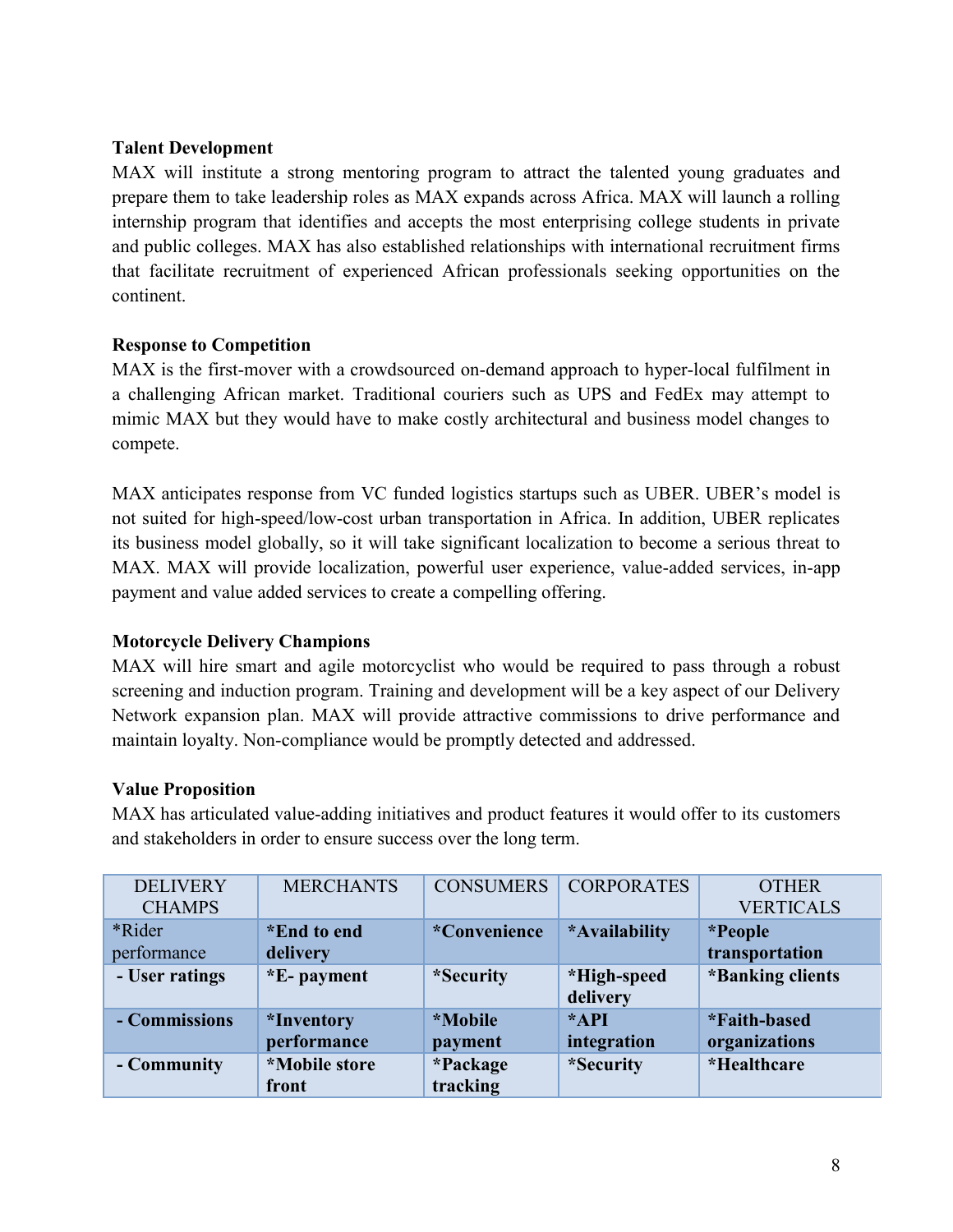**Talent Development**

MAX will institute a strong mentoring program to attract the talented young graduates and prepare them to take leadership roles as MAX expands across Africa. MAX will launch a rolling internship program that identifies and accepts the most enterprising college students in private and public colleges. MAX has also established relationships with international recruitment firms that facilitate recruitment of experienced African professionals seeking opportunities on the continent.

**Response to Competition**

MAX is the first-mover with a crowdsourced on-demand approach to hyper-local fulfilment in a challenging African market. Traditional couriers such as UPS and FedEx may attempt to mimic MAX but they would have to make costly architectural and business model changes to compete.

MAX anticipates response from VC funded logistics startups such as UBER. UBER's model is not suited for high-speed/low-cost urban transportation in Africa. In addition, UBER replicates its business model globally, so it will take significant localization to become a serious threat to MAX. MAX will provide localization, powerful user experience, value-added services, in-app payment and value added services to create a compelling offering.

**Motorcycle Delivery Champions**

MAX will hire smart and agile motorcyclist who would be required to pass through a robust screening and induction program. Training and development will be a key aspect of our Delivery Network expansion plan. MAX will provide attractive commissions to drive performance and maintain loyalty. Non-compliance would be promptly detected and addressed.

**Value Proposition**

MAX has articulated value-adding initiatives and product features it would offer to its customers and stakeholders in order to ensure success over the long term.

| DELIVERY CHAMPS | MERCHANTS | CONSUMERS | CORPORATES | OTHER VERTICALS |
|---|---|---|---|---|
| *Rider performance | **\*End to end delivery** | **\*Convenience** | **\*Availability** | **\*People transportation** |
| **- User ratings** | **\*E- payment** | **\*Security** | **\*High-speed delivery** | **\*Banking clients** |
| **- Commissions** | **\*Inventory performance** | **\*Mobile payment** | **\*API integration** | **\*Faith-based organizations** |
| **- Community** | **\*Mobile store front** | **\*Package tracking** | **\*Security** | **\*Healthcare** |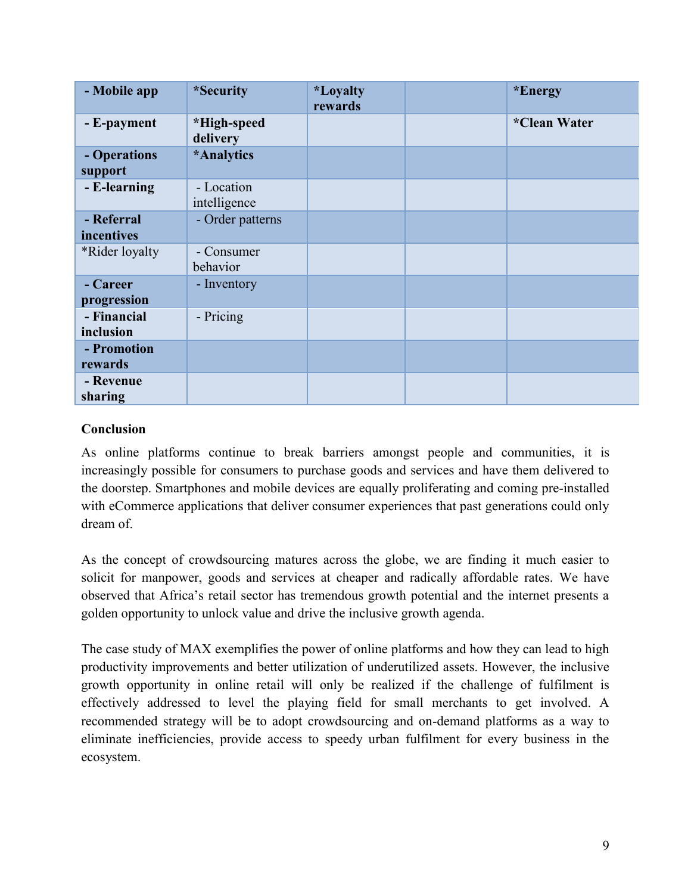| **- Mobile app** | ***Security** | ***Loyalty rewards** | | ***Energy** |
|---|---|---|---|---|
| **- E-payment** | ***High-speed delivery** | | | ***Clean Water** |
| **- Operations support** | ***Analytics** | | | |
| **- E-learning** | - Location intelligence | | | |
| **- Referral incentives** | - Order patterns | | | |
| *Rider loyalty | - Consumer behavior | | | |
| **- Career progression** | - Inventory | | | |
| **- Financial inclusion** | - Pricing | | | |
| **- Promotion rewards** | | | | |
| **- Revenue sharing** | | | | |

**Conclusion**

As online platforms continue to break barriers amongst people and communities, it is increasingly possible for consumers to purchase goods and services and have them delivered to the doorstep. Smartphones and mobile devices are equally proliferating and coming pre-installed with eCommerce applications that deliver consumer experiences that past generations could only dream of.

As the concept of crowdsourcing matures across the globe, we are finding it much easier to solicit for manpower, goods and services at cheaper and radically affordable rates. We have observed that Africa's retail sector has tremendous growth potential and the internet presents a golden opportunity to unlock value and drive the inclusive growth agenda.

The case study of MAX exemplifies the power of online platforms and how they can lead to high productivity improvements and better utilization of underutilized assets. However, the inclusive growth opportunity in online retail will only be realized if the challenge of fulfilment is effectively addressed to level the playing field for small merchants to get involved. A recommended strategy will be to adopt crowdsourcing and on-demand platforms as a way to eliminate inefficiencies, provide access to speedy urban fulfilment for every business in the ecosystem.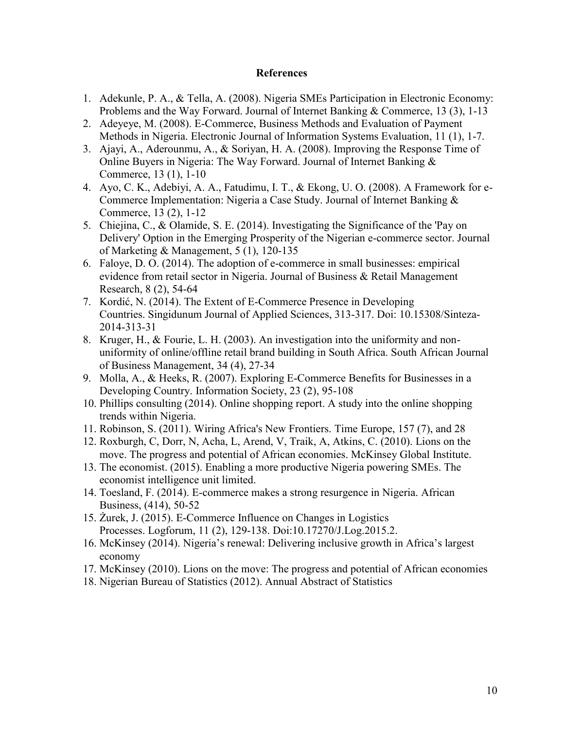## References

1. Adekunle, P. A., & Tella, A. (2008). Nigeria SMEs Participation in Electronic Economy: Problems and the Way Forward. Journal of Internet Banking & Commerce, 13 (3), 1-13
2. Adeyeye, M. (2008). E-Commerce, Business Methods and Evaluation of Payment Methods in Nigeria. Electronic Journal of Information Systems Evaluation, 11 (1), 1-7.
3. Ajayi, A., Aderounmu, A., & Soriyan, H. A. (2008). Improving the Response Time of Online Buyers in Nigeria: The Way Forward. Journal of Internet Banking & Commerce, 13 (1), 1-10
4. Ayo, C. K., Adebiyi, A. A., Fatudimu, I. T., & Ekong, U. O. (2008). A Framework for e-Commerce Implementation: Nigeria a Case Study. Journal of Internet Banking & Commerce, 13 (2), 1-12
5. Chiejina, C., & Olamide, S. E. (2014). Investigating the Significance of the 'Pay on Delivery' Option in the Emerging Prosperity of the Nigerian e-commerce sector. Journal of Marketing & Management, 5 (1), 120-135
6. Faloye, D. O. (2014). The adoption of e-commerce in small businesses: empirical evidence from retail sector in Nigeria. Journal of Business & Retail Management Research, 8 (2), 54-64
7. Kordić, N. (2014). The Extent of E-Commerce Presence in Developing Countries. Singidunum Journal of Applied Sciences, 313-317. Doi: 10.15308/Sinteza-2014-313-31
8. Kruger, H., & Fourie, L. H. (2003). An investigation into the uniformity and non-uniformity of online/offline retail brand building in South Africa. South African Journal of Business Management, 34 (4), 27-34
9. Molla, A., & Heeks, R. (2007). Exploring E-Commerce Benefits for Businesses in a Developing Country. Information Society, 23 (2), 95-108
10. Phillips consulting (2014). Online shopping report. A study into the online shopping trends within Nigeria.
11. Robinson, S. (2011). Wiring Africa's New Frontiers. Time Europe, 157 (7), and 28
12. Roxburgh, C, Dorr, N, Acha, L, Arend, V, Traik, A, Atkins, C. (2010). Lions on the move. The progress and potential of African economies. McKinsey Global Institute.
13. The economist. (2015). Enabling a more productive Nigeria powering SMEs. The economist intelligence unit limited.
14. Toesland, F. (2014). E-commerce makes a strong resurgence in Nigeria. African Business, (414), 50-52
15. Żurek, J. (2015). E-Commerce Influence on Changes in Logistics Processes. Logforum, 11 (2), 129-138. Doi:10.17270/J.Log.2015.2.
16. McKinsey (2014). Nigeria's renewal: Delivering inclusive growth in Africa's largest economy
17. McKinsey (2010). Lions on the move: The progress and potential of African economies
18. Nigerian Bureau of Statistics (2012). Annual Abstract of Statistics